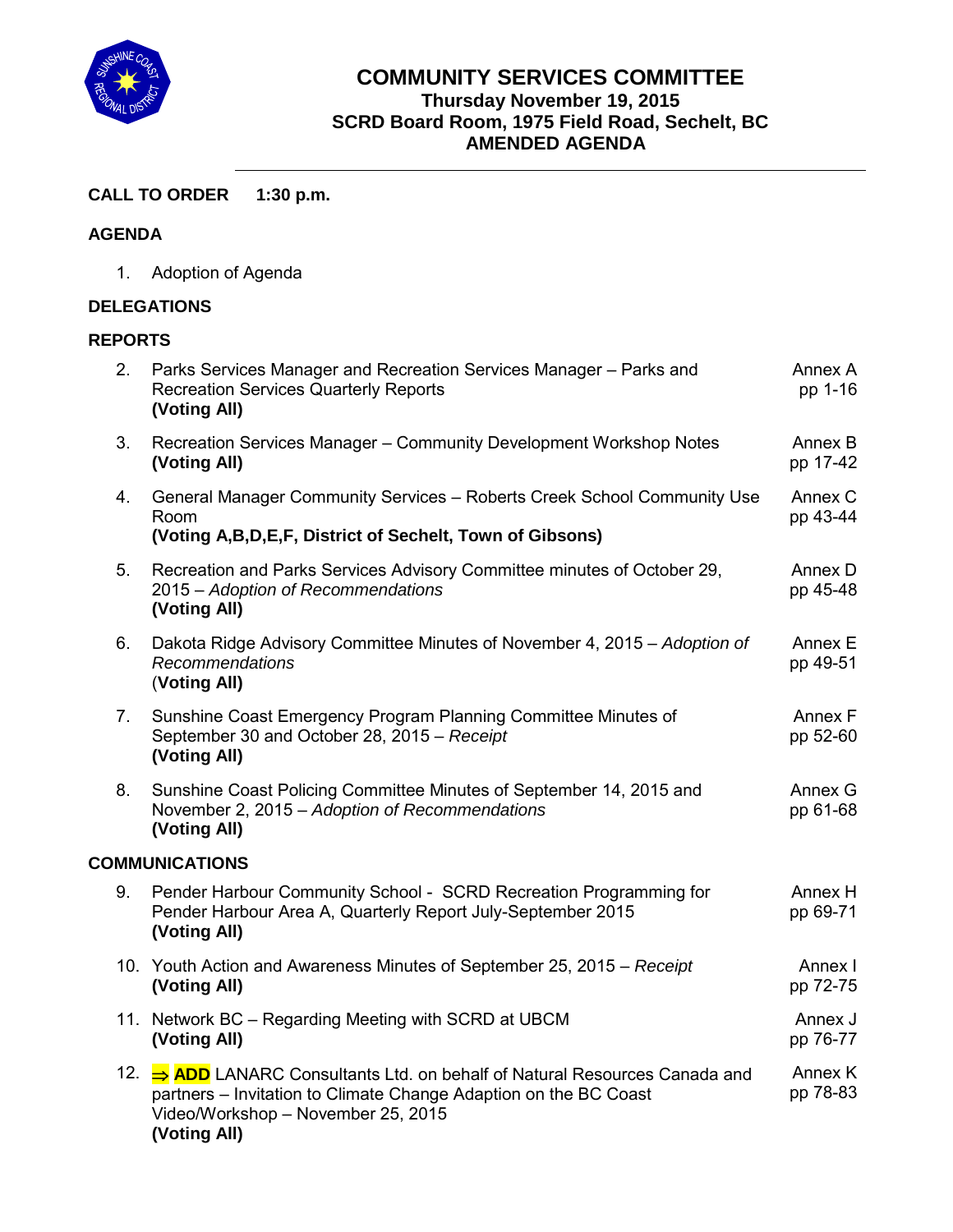# COMMUNITY SERVICES COMMITTEE

**Thursday November 19, 2015**
**SCRD Board Room, 1975 Field Road, Sechelt, BC**
**AMENDED AGENDA**

**CALL TO ORDER 1:30 p.m.**

## AGENDA

1. Adoption of Agenda

## DELEGATIONS

## REPORTS

| | | |
|---|---|---|
| 2. | Parks Services Manager and Recreation Services Manager – Parks and Recreation Services Quarterly Reports **(Voting All)** | Annex A pp 1-16 |
| 3. | Recreation Services Manager – Community Development Workshop Notes **(Voting All)** | Annex B pp 17-42 |
| 4. | General Manager Community Services – Roberts Creek School Community Use Room **(Voting A,B,D,E,F, District of Sechelt, Town of Gibsons)** | Annex C pp 43-44 |
| 5. | Recreation and Parks Services Advisory Committee minutes of October 29, 2015 – *Adoption of Recommendations* **(Voting All)** | Annex D pp 45-48 |
| 6. | Dakota Ridge Advisory Committee Minutes of November 4, 2015 – *Adoption of Recommendations* (**Voting All)** | Annex E pp 49-51 |
| 7. | Sunshine Coast Emergency Program Planning Committee Minutes of September 30 and October 28, 2015 – *Receipt* **(Voting All)** | Annex F pp 52-60 |
| 8. | Sunshine Coast Policing Committee Minutes of September 14, 2015 and November 2, 2015 – *Adoption of Recommendations* **(Voting All)** | Annex G pp 61-68 |

## COMMUNICATIONS

| | | |
|---|---|---|
| 9. | Pender Harbour Community School - SCRD Recreation Programming for Pender Harbour Area A, Quarterly Report July-September 2015 **(Voting All)** | Annex H pp 69-71 |
| 10. | Youth Action and Awareness Minutes of September 25, 2015 – *Receipt* **(Voting All)** | Annex I pp 72-75 |
| 11. | Network BC – Regarding Meeting with SCRD at UBCM **(Voting All)** | Annex J pp 76-77 |
| 12. | ⇒ **ADD** LANARC Consultants Ltd. on behalf of Natural Resources Canada and partners – Invitation to Climate Change Adaption on the BC Coast Video/Workshop – November 25, 2015 **(Voting All)** | Annex K pp 78-83 |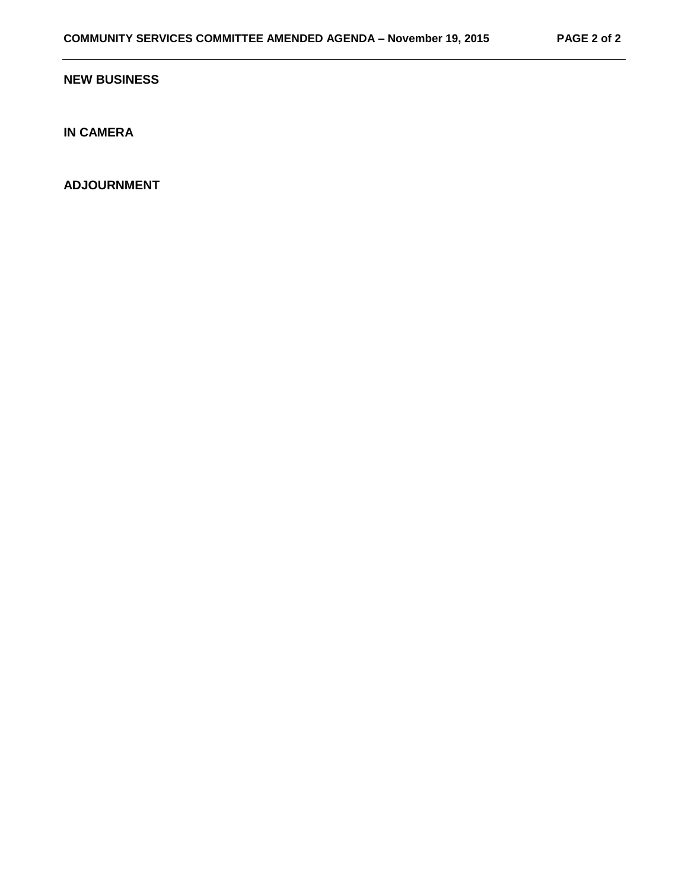## NEW BUSINESS

## IN CAMERA

## ADJOURNMENT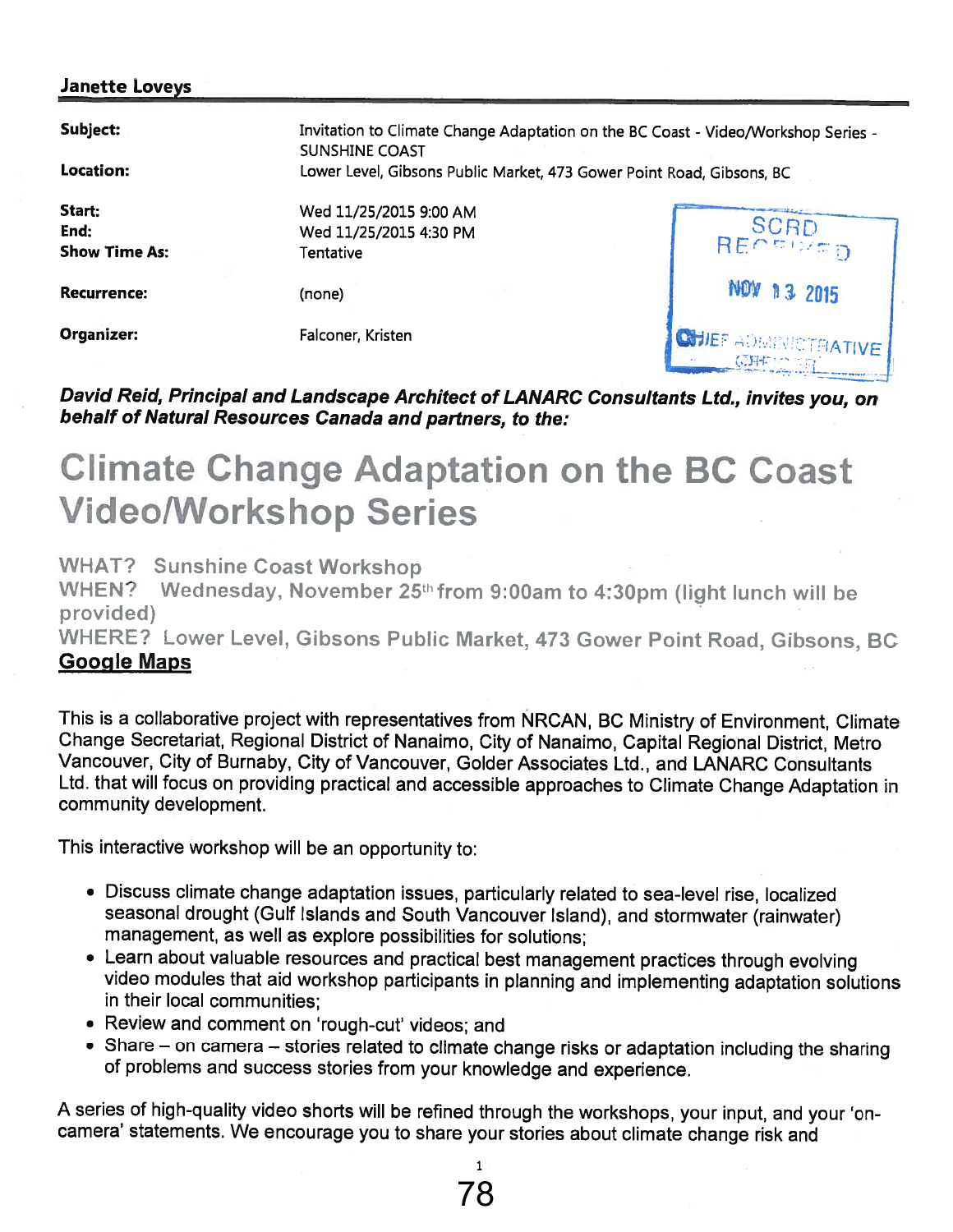**Janette Loveys**

| | |
|---|---|
| **Subject:** | Invitation to Climate Change Adaptation on the BC Coast - Video/Workshop Series - SUNSHINE COAST |
| **Location:** | Lower Level, Gibsons Public Market, 473 Gower Point Road, Gibsons, BC |
| **Start:** | Wed 11/25/2015 9:00 AM |
| **End:** | Wed 11/25/2015 4:30 PM |
| **Show Time As:** | Tentative |
| **Recurrence:** | (none) |
| **Organizer:** | Falconer, Kristen |

SCRD RECEIVED NOV 13 2015 CHIEF ADMINISTRATIVE OFFICER

***David Reid, Principal and Landscape Architect of LANARC Consultants Ltd., invites you, on behalf of Natural Resources Canada and partners, to the:***

# Climate Change Adaptation on the BC Coast Video/Workshop Series

WHAT? Sunshine Coast Workshop
WHEN? Wednesday, November 25th from 9:00am to 4:30pm (light lunch will be provided)
WHERE? Lower Level, Gibsons Public Market, 473 Gower Point Road, Gibsons, BC
**Google Maps**

This is a collaborative project with representatives from NRCAN, BC Ministry of Environment, Climate Change Secretariat, Regional District of Nanaimo, City of Nanaimo, Capital Regional District, Metro Vancouver, City of Burnaby, City of Vancouver, Golder Associates Ltd., and LANARC Consultants Ltd. that will focus on providing practical and accessible approaches to Climate Change Adaptation in community development.

This interactive workshop will be an opportunity to:

- Discuss climate change adaptation issues, particularly related to sea-level rise, localized seasonal drought (Gulf Islands and South Vancouver Island), and stormwater (rainwater) management, as well as explore possibilities for solutions;
- Learn about valuable resources and practical best management practices through evolving video modules that aid workshop participants in planning and implementing adaptation solutions in their local communities;
- Review and comment on 'rough-cut' videos; and
- Share – on camera – stories related to climate change risks or adaptation including the sharing of problems and success stories from your knowledge and experience.

A series of high-quality video shorts will be refined through the workshops, your input, and your 'on-camera' statements. We encourage you to share your stories about climate change risk and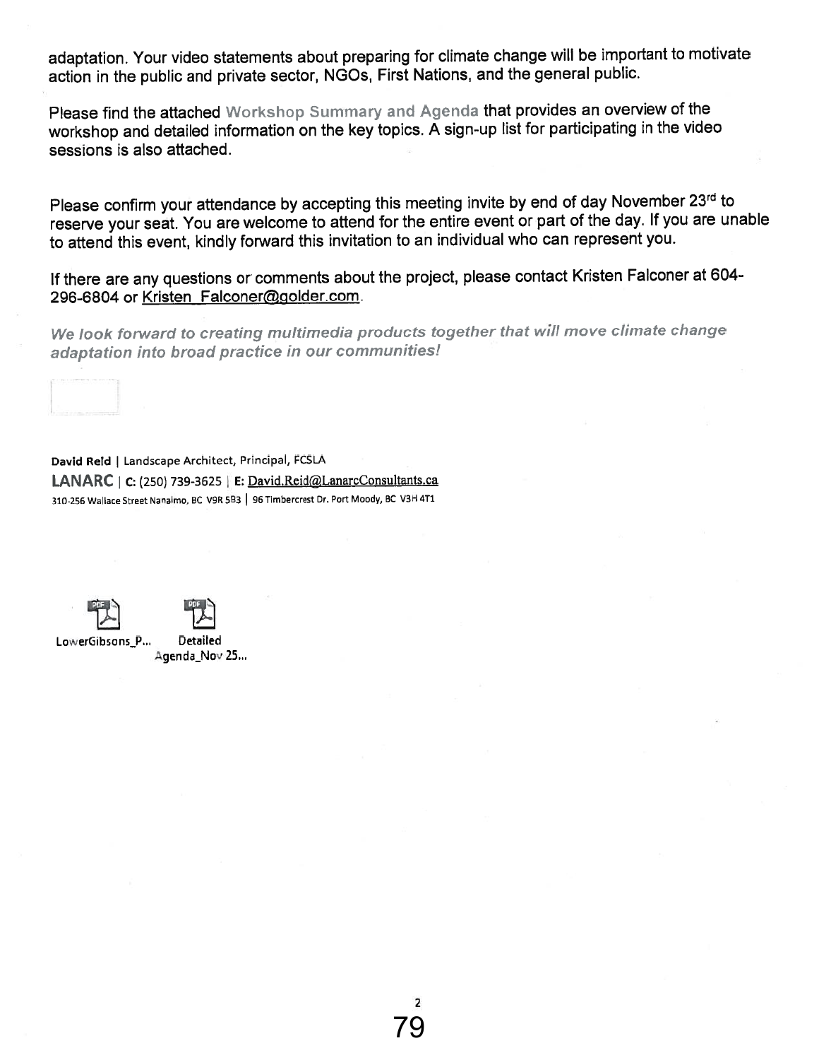adaptation. Your video statements about preparing for climate change will be important to motivate action in the public and private sector, NGOs, First Nations, and the general public.

Please find the attached Workshop Summary and Agenda that provides an overview of the workshop and detailed information on the key topics. A sign-up list for participating in the video sessions is also attached.

Please confirm your attendance by accepting this meeting invite by end of day November 23rd to reserve your seat. You are welcome to attend for the entire event or part of the day. If you are unable to attend this event, kindly forward this invitation to an individual who can represent you.

If there are any questions or comments about the project, please contact Kristen Falconer at 604-296-6804 or Kristen_Falconer@golder.com.

*We look forward to creating multimedia products together that will move climate change adaptation into broad practice in our communities!*

**David Reid** | Landscape Architect, Principal, FCSLA

**LANARC** | **C:** (250) 739-3625 | **E:** David.Reid@LanarcConsultants.ca

310-256 Wallace Street Nanaimo, BC V9R 5B3 | 96 Timbercrest Dr. Port Moody, BC V3H 4T1

LowerGibsons_P... Detailed Agenda_Nov 25...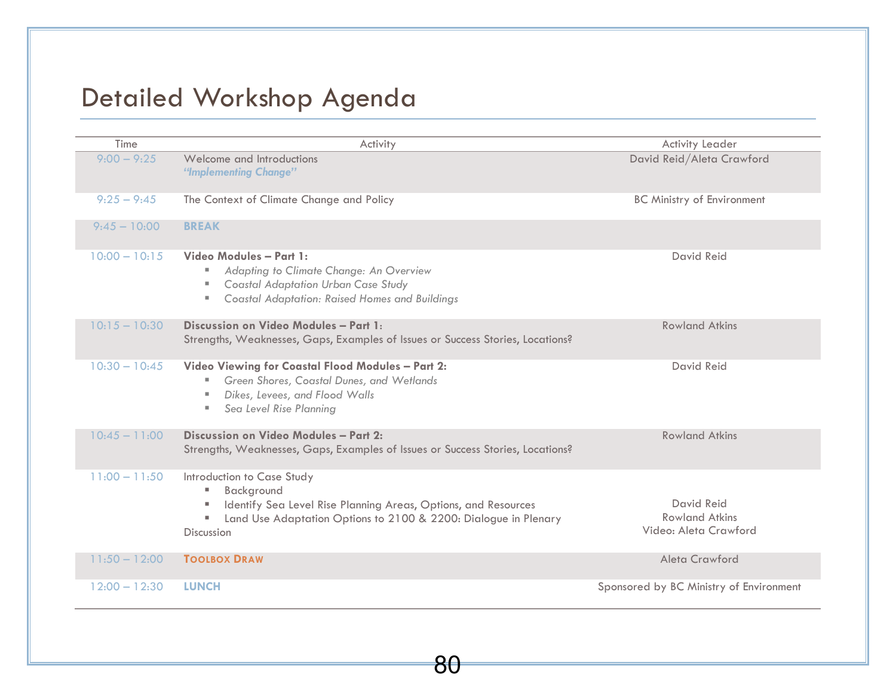# Detailed Workshop Agenda

| Time | Activity | Activity Leader |
|---|---|---|
| 9:00 – 9:25 | Welcome and Introductions<br>*"Implementing Change"* | David Reid/Aleta Crawford |
| 9:25 – 9:45 | The Context of Climate Change and Policy | BC Ministry of Environment |
| 9:45 – 10:00 | **BREAK** | |
| 10:00 – 10:15 | **Video Modules – Part 1:**<br>▪ *Adapting to Climate Change: An Overview*<br>▪ *Coastal Adaptation Urban Case Study*<br>▪ *Coastal Adaptation: Raised Homes and Buildings* | David Reid |
| 10:15 – 10:30 | **Discussion on Video Modules – Part 1:**<br>Strengths, Weaknesses, Gaps, Examples of Issues or Success Stories, Locations? | Rowland Atkins |
| 10:30 – 10:45 | **Video Viewing for Coastal Flood Modules – Part 2:**<br>▪ *Green Shores, Coastal Dunes, and Wetlands*<br>▪ *Dikes, Levees, and Flood Walls*<br>▪ *Sea Level Rise Planning* | David Reid |
| 10:45 – 11:00 | **Discussion on Video Modules – Part 2:**<br>Strengths, Weaknesses, Gaps, Examples of Issues or Success Stories, Locations? | Rowland Atkins |
| 11:00 – 11:50 | Introduction to Case Study<br>▪ Background<br>▪ Identify Sea Level Rise Planning Areas, Options, and Resources<br>▪ Land Use Adaptation Options to 2100 & 2200: Dialogue in Plenary<br>Discussion | David Reid<br>Rowland Atkins<br>Video: Aleta Crawford |
| 11:50 – 12:00 | **TOOLBOX DRAW** | Aleta Crawford |
| 12:00 – 12:30 | **LUNCH** | Sponsored by BC Ministry of Environment |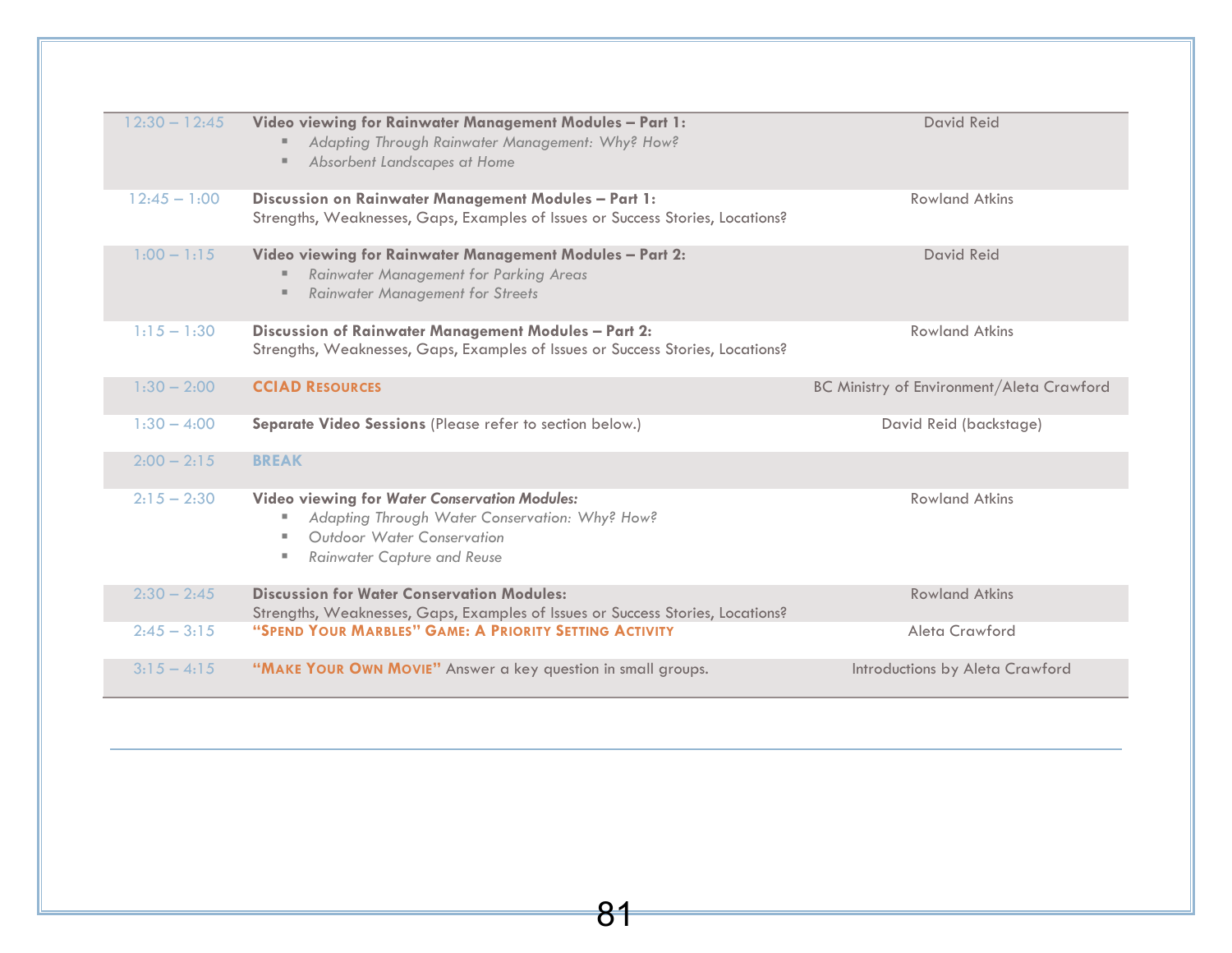| Time | Activity | Presenter |
|---|---|---|
| 12:30 – 12:45 | **Video viewing for Rainwater Management Modules – Part 1:**<br>▪ *Adapting Through Rainwater Management: Why? How?*<br>▪ *Absorbent Landscapes at Home* | David Reid |
| 12:45 – 1:00 | **Discussion on Rainwater Management Modules – Part 1:**<br>Strengths, Weaknesses, Gaps, Examples of Issues or Success Stories, Locations? | Rowland Atkins |
| 1:00 – 1:15 | **Video viewing for Rainwater Management Modules – Part 2:**<br>▪ *Rainwater Management for Parking Areas*<br>▪ *Rainwater Management for Streets* | David Reid |
| 1:15 – 1:30 | **Discussion of Rainwater Management Modules – Part 2:**<br>Strengths, Weaknesses, Gaps, Examples of Issues or Success Stories, Locations? | Rowland Atkins |
| 1:30 – 2:00 | **CCIAD RESOURCES** | BC Ministry of Environment/Aleta Crawford |
| 1:30 – 4:00 | **Separate Video Sessions** (Please refer to section below.) | David Reid (backstage) |
| 2:00 – 2:15 | **BREAK** | |
| 2:15 – 2:30 | **Video viewing for *Water Conservation Modules:***<br>▪ *Adapting Through Water Conservation: Why? How?*<br>▪ *Outdoor Water Conservation*<br>▪ *Rainwater Capture and Reuse* | Rowland Atkins |
| 2:30 – 2:45 | **Discussion for Water Conservation Modules:**<br>Strengths, Weaknesses, Gaps, Examples of Issues or Success Stories, Locations? | Rowland Atkins |
| 2:45 – 3:15 | **"SPEND YOUR MARBLES" GAME: A PRIORITY SETTING ACTIVITY** | Aleta Crawford |
| 3:15 – 4:15 | **"MAKE YOUR OWN MOVIE"** Answer a key question in small groups. | Introductions by Aleta Crawford |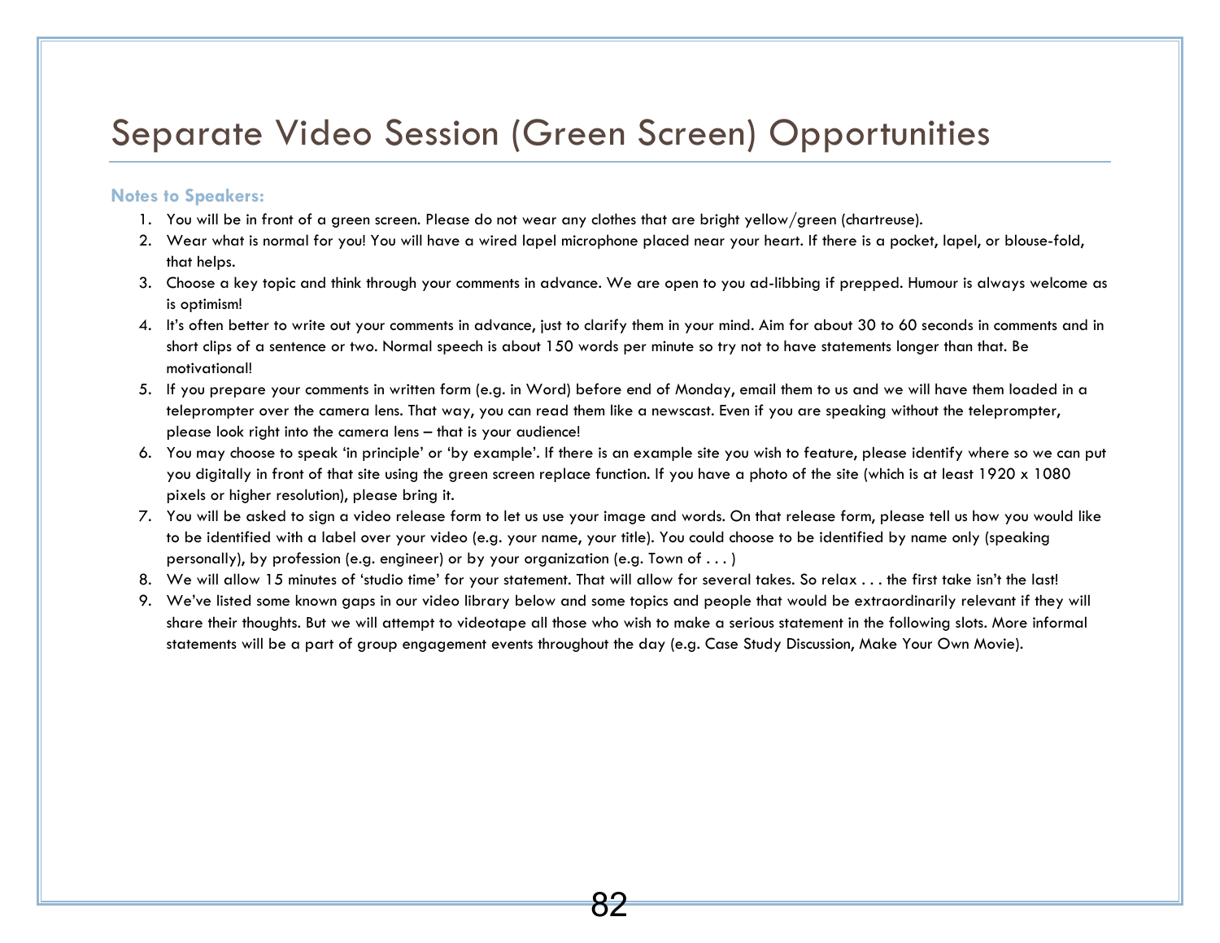# Separate Video Session (Green Screen) Opportunities

**Notes to Speakers:**

1. You will be in front of a green screen. Please do not wear any clothes that are bright yellow/green (chartreuse).
2. Wear what is normal for you! You will have a wired lapel microphone placed near your heart. If there is a pocket, lapel, or blouse-fold, that helps.
3. Choose a key topic and think through your comments in advance. We are open to you ad-libbing if prepped. Humour is always welcome as is optimism!
4. It's often better to write out your comments in advance, just to clarify them in your mind. Aim for about 30 to 60 seconds in comments and in short clips of a sentence or two. Normal speech is about 150 words per minute so try not to have statements longer than that. Be motivational!
5. If you prepare your comments in written form (e.g. in Word) before end of Monday, email them to us and we will have them loaded in a teleprompter over the camera lens. That way, you can read them like a newscast. Even if you are speaking without the teleprompter, please look right into the camera lens – that is your audience!
6. You may choose to speak 'in principle' or 'by example'. If there is an example site you wish to feature, please identify where so we can put you digitally in front of that site using the green screen replace function. If you have a photo of the site (which is at least 1920 x 1080 pixels or higher resolution), please bring it.
7. You will be asked to sign a video release form to let us use your image and words. On that release form, please tell us how you would like to be identified with a label over your video (e.g. your name, your title). You could choose to be identified by name only (speaking personally), by profession (e.g. engineer) or by your organization (e.g. Town of . . . )
8. We will allow 15 minutes of 'studio time' for your statement. That will allow for several takes. So relax . . . the first take isn't the last!
9. We've listed some known gaps in our video library below and some topics and people that would be extraordinarily relevant if they will share their thoughts. But we will attempt to videotape all those who wish to make a serious statement in the following slots. More informal statements will be a part of group engagement events throughout the day (e.g. Case Study Discussion, Make Your Own Movie).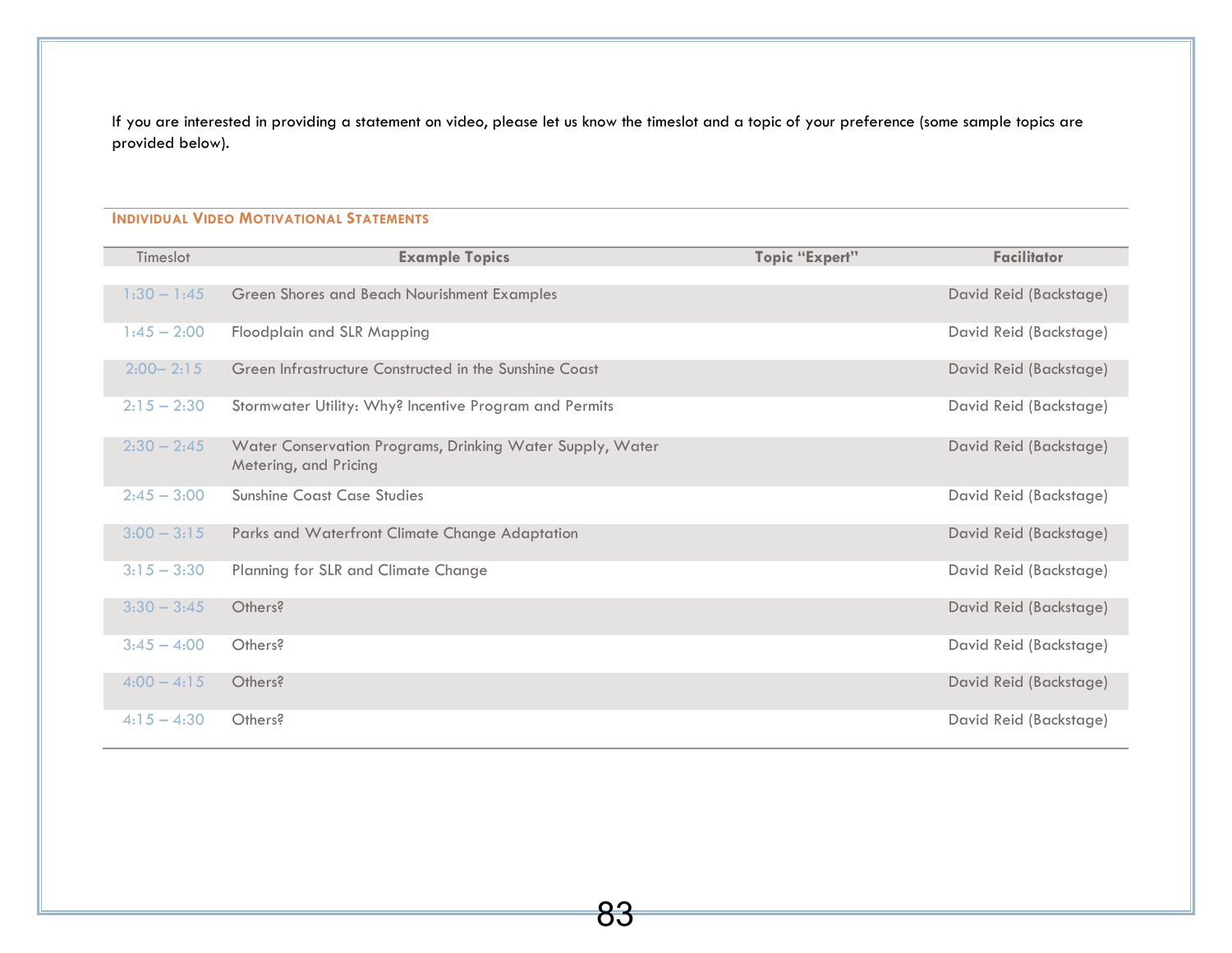If you are interested in providing a statement on video, please let us know the timeslot and a topic of your preference (some sample topics are provided below).

### Individual Video Motivational Statements

| Timeslot | Example Topics | Topic "Expert" | Facilitator |
|---|---|---|---|
| 1:30 – 1:45 | Green Shores and Beach Nourishment Examples | | David Reid (Backstage) |
| 1:45 – 2:00 | Floodplain and SLR Mapping | | David Reid (Backstage) |
| 2:00– 2:15 | Green Infrastructure Constructed in the Sunshine Coast | | David Reid (Backstage) |
| 2:15 – 2:30 | Stormwater Utility: Why? Incentive Program and Permits | | David Reid (Backstage) |
| 2:30 – 2:45 | Water Conservation Programs, Drinking Water Supply, Water Metering, and Pricing | | David Reid (Backstage) |
| 2:45 – 3:00 | Sunshine Coast Case Studies | | David Reid (Backstage) |
| 3:00 – 3:15 | Parks and Waterfront Climate Change Adaptation | | David Reid (Backstage) |
| 3:15 – 3:30 | Planning for SLR and Climate Change | | David Reid (Backstage) |
| 3:30 – 3:45 | Others? | | David Reid (Backstage) |
| 3:45 – 4:00 | Others? | | David Reid (Backstage) |
| 4:00 – 4:15 | Others? | | David Reid (Backstage) |
| 4:15 – 4:30 | Others? | | David Reid (Backstage) |